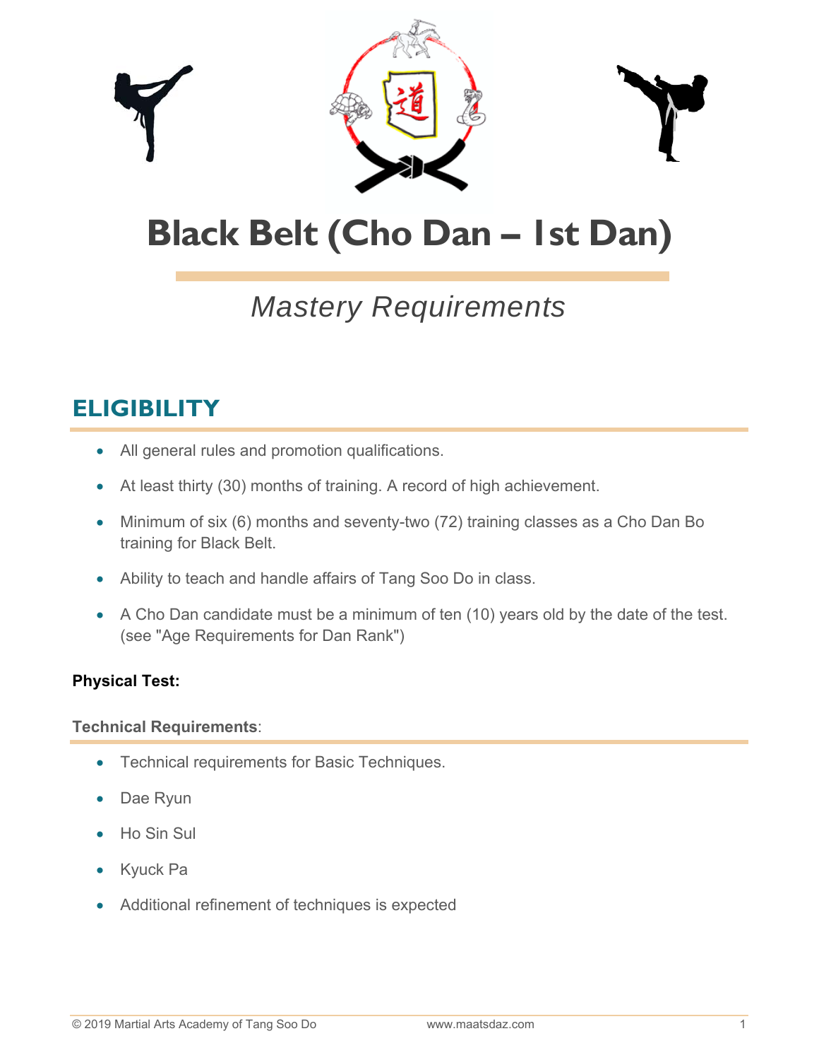# Black Belt (Cho Dan – 1st Dan)

*Mastery Requirements*

## ELIGIBILITY

- All general rules and promotion qualifications.
- At least thirty (30) months of training. A record of high achievement.
- Minimum of six (6) months and seventy-two (72) training classes as a Cho Dan Bo training for Black Belt.
- Ability to teach and handle affairs of Tang Soo Do in class.
- A Cho Dan candidate must be a minimum of ten (10) years old by the date of the test. (see "Age Requirements for Dan Rank")

**Physical Test:**

**Technical Requirements**:

- Technical requirements for Basic Techniques.
- Dae Ryun
- Ho Sin Sul
- Kyuck Pa
- Additional refinement of techniques is expected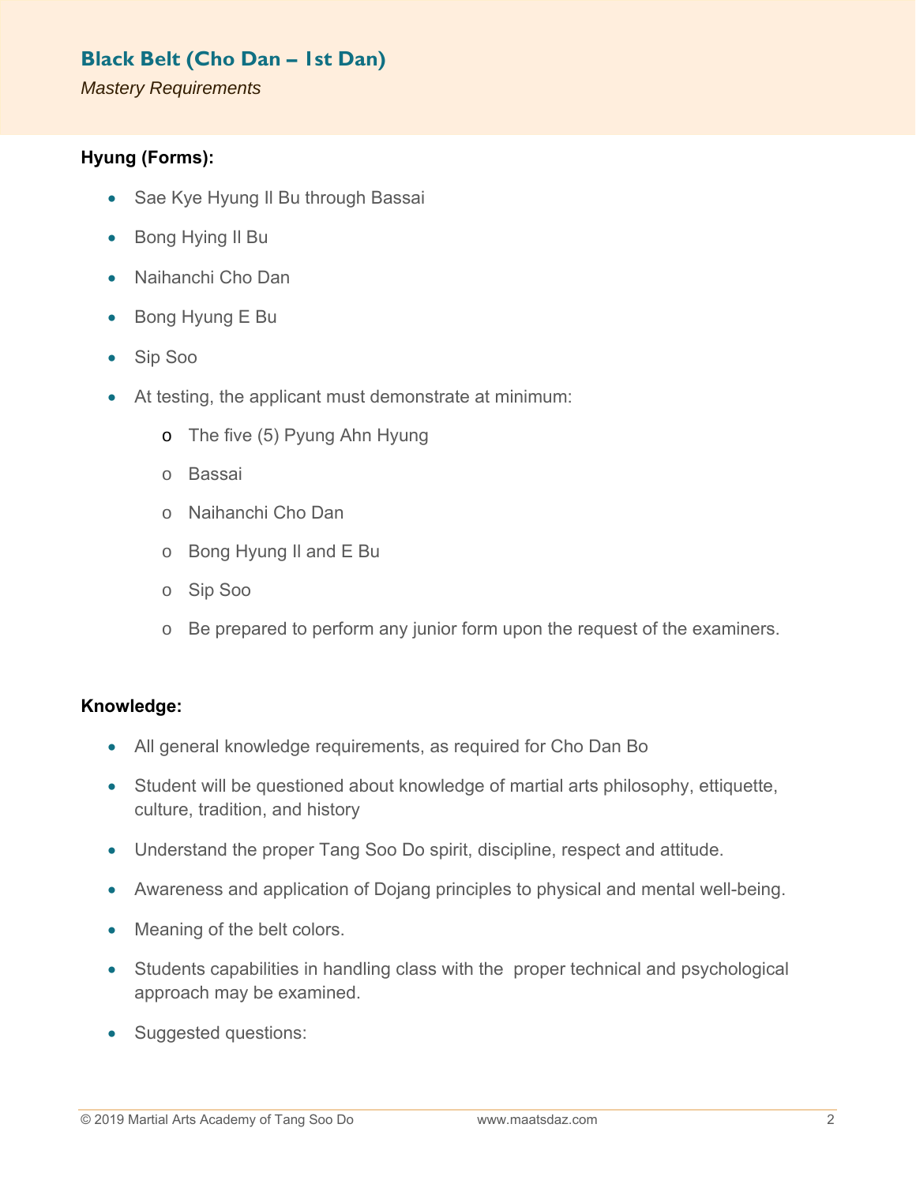## Black Belt (Cho Dan – 1st Dan)

*Mastery Requirements*

**Hyung (Forms):**

- Sae Kye Hyung Il Bu through Bassai
- Bong Hying Il Bu
- Naihanchi Cho Dan
- Bong Hyung E Bu
- Sip Soo
- At testing, the applicant must demonstrate at minimum:
  - The five (5) Pyung Ahn Hyung
  - Bassai
  - Naihanchi Cho Dan
  - Bong Hyung Il and E Bu
  - Sip Soo
  - Be prepared to perform any junior form upon the request of the examiners.

**Knowledge:**

- All general knowledge requirements, as required for Cho Dan Bo
- Student will be questioned about knowledge of martial arts philosophy, ettiquette, culture, tradition, and history
- Understand the proper Tang Soo Do spirit, discipline, respect and attitude.
- Awareness and application of Dojang principles to physical and mental well-being.
- Meaning of the belt colors.
- Students capabilities in handling class with the proper technical and psychological approach may be examined.
- Suggested questions: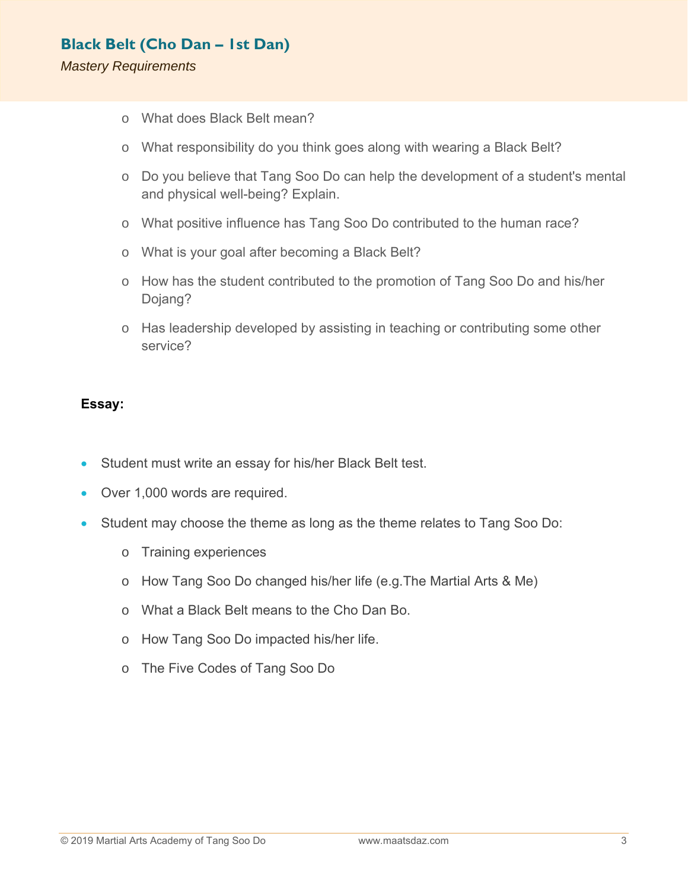- What does Black Belt mean?
- What responsibility do you think goes along with wearing a Black Belt?
- Do you believe that Tang Soo Do can help the development of a student's mental and physical well-being? Explain.
- What positive influence has Tang Soo Do contributed to the human race?
- What is your goal after becoming a Black Belt?
- How has the student contributed to the promotion of Tang Soo Do and his/her Dojang?
- Has leadership developed by assisting in teaching or contributing some other service?

**Essay:**

- Student must write an essay for his/her Black Belt test.
- Over 1,000 words are required.
- Student may choose the theme as long as the theme relates to Tang Soo Do:
  - Training experiences
  - How Tang Soo Do changed his/her life (e.g.The Martial Arts & Me)
  - What a Black Belt means to the Cho Dan Bo.
  - How Tang Soo Do impacted his/her life.
  - The Five Codes of Tang Soo Do